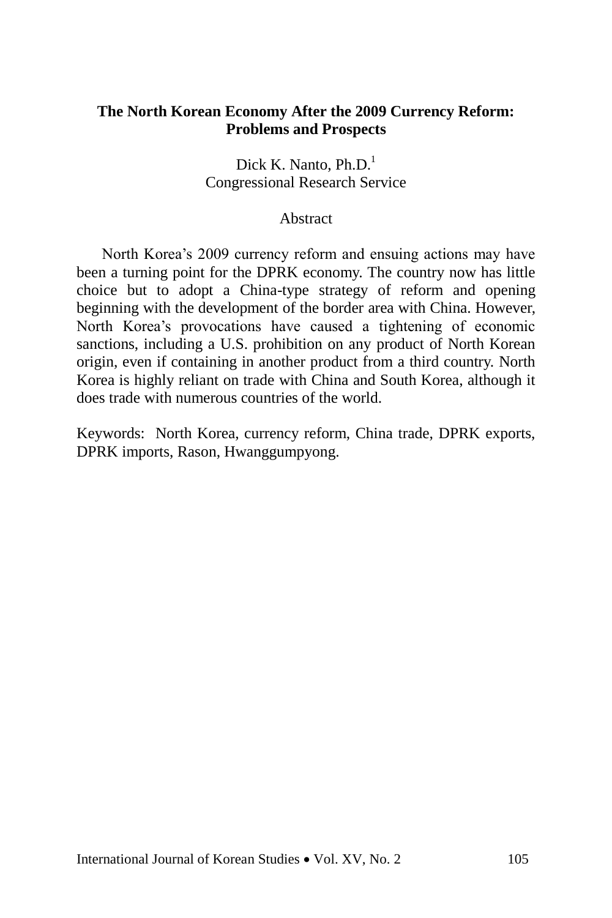# The North Korean Economy After the 2009 Currency Reform: Problems and Prospects

Dick K. Nanto, Ph.D.[1]
Congressional Research Service

## Abstract

North Korea's 2009 currency reform and ensuing actions may have been a turning point for the DPRK economy. The country now has little choice but to adopt a China-type strategy of reform and opening beginning with the development of the border area with China. However, North Korea's provocations have caused a tightening of economic sanctions, including a U.S. prohibition on any product of North Korean origin, even if containing in another product from a third country. North Korea is highly reliant on trade with China and South Korea, although it does trade with numerous countries of the world.

Keywords: North Korea, currency reform, China trade, DPRK exports, DPRK imports, Rason, Hwanggumpyong.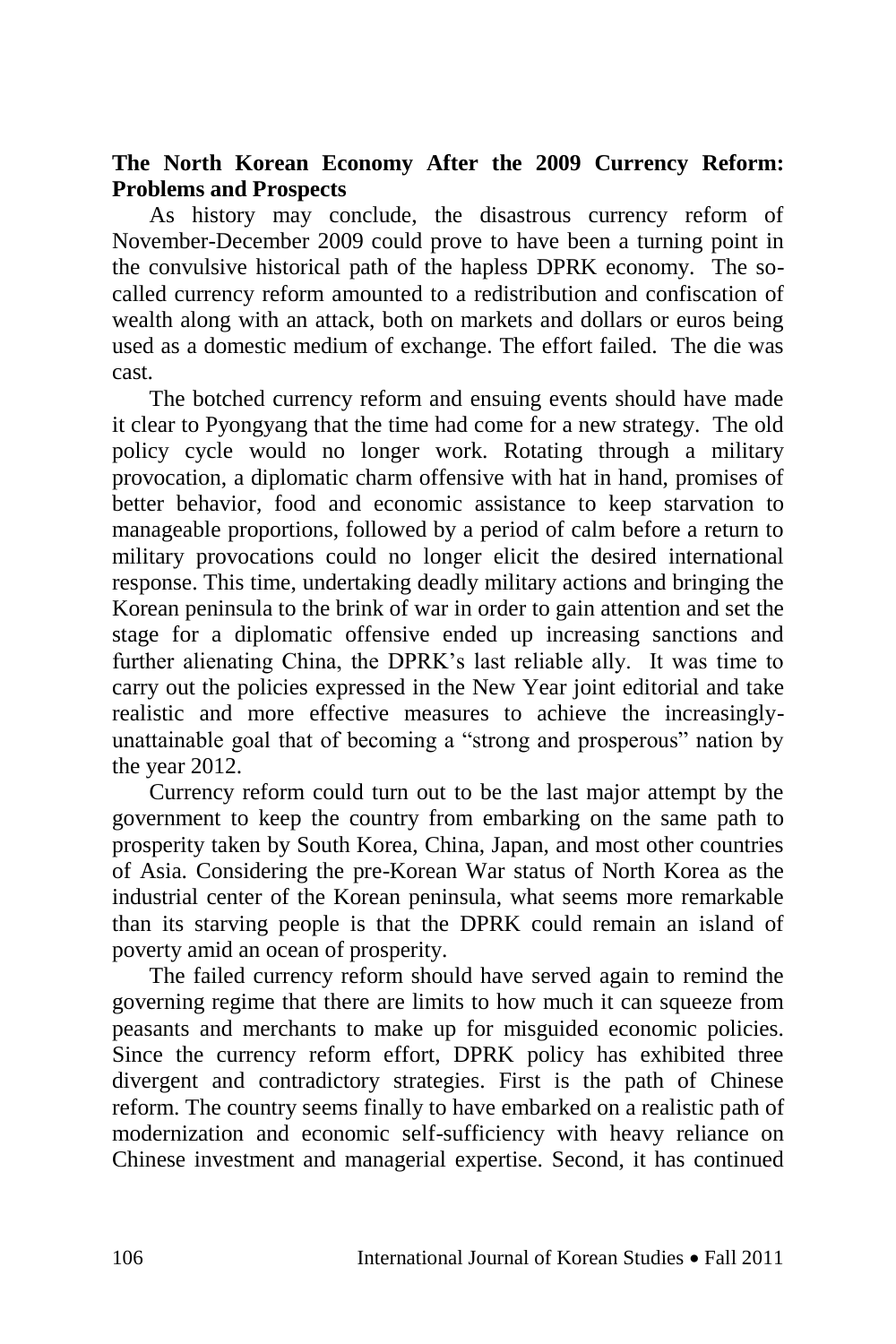**The North Korean Economy After the 2009 Currency Reform: Problems and Prospects**

As history may conclude, the disastrous currency reform of November-December 2009 could prove to have been a turning point in the convulsive historical path of the hapless DPRK economy. The so-called currency reform amounted to a redistribution and confiscation of wealth along with an attack, both on markets and dollars or euros being used as a domestic medium of exchange. The effort failed. The die was cast.

The botched currency reform and ensuing events should have made it clear to Pyongyang that the time had come for a new strategy. The old policy cycle would no longer work. Rotating through a military provocation, a diplomatic charm offensive with hat in hand, promises of better behavior, food and economic assistance to keep starvation to manageable proportions, followed by a period of calm before a return to military provocations could no longer elicit the desired international response. This time, undertaking deadly military actions and bringing the Korean peninsula to the brink of war in order to gain attention and set the stage for a diplomatic offensive ended up increasing sanctions and further alienating China, the DPRK's last reliable ally. It was time to carry out the policies expressed in the New Year joint editorial and take realistic and more effective measures to achieve the increasingly-unattainable goal that of becoming a "strong and prosperous" nation by the year 2012.

Currency reform could turn out to be the last major attempt by the government to keep the country from embarking on the same path to prosperity taken by South Korea, China, Japan, and most other countries of Asia. Considering the pre-Korean War status of North Korea as the industrial center of the Korean peninsula, what seems more remarkable than its starving people is that the DPRK could remain an island of poverty amid an ocean of prosperity.

The failed currency reform should have served again to remind the governing regime that there are limits to how much it can squeeze from peasants and merchants to make up for misguided economic policies. Since the currency reform effort, DPRK policy has exhibited three divergent and contradictory strategies. First is the path of Chinese reform. The country seems finally to have embarked on a realistic path of modernization and economic self-sufficiency with heavy reliance on Chinese investment and managerial expertise. Second, it has continued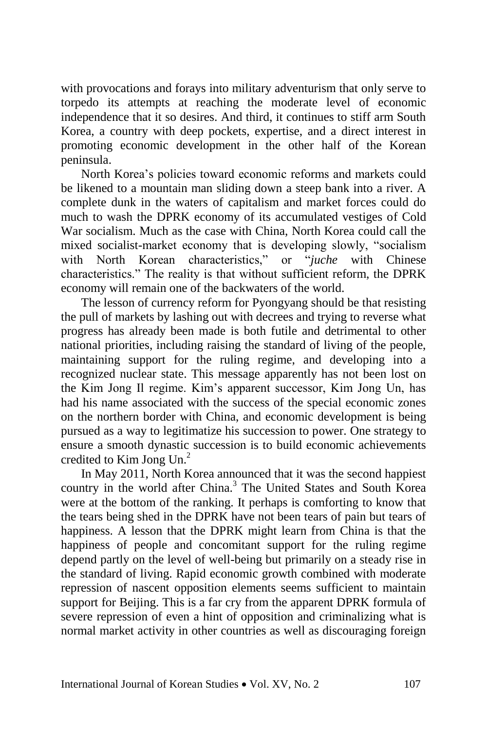with provocations and forays into military adventurism that only serve to torpedo its attempts at reaching the moderate level of economic independence that it so desires. And third, it continues to stiff arm South Korea, a country with deep pockets, expertise, and a direct interest in promoting economic development in the other half of the Korean peninsula.

North Korea's policies toward economic reforms and markets could be likened to a mountain man sliding down a steep bank into a river. A complete dunk in the waters of capitalism and market forces could do much to wash the DPRK economy of its accumulated vestiges of Cold War socialism. Much as the case with China, North Korea could call the mixed socialist-market economy that is developing slowly, "socialism with North Korean characteristics," or "*juche* with Chinese characteristics." The reality is that without sufficient reform, the DPRK economy will remain one of the backwaters of the world.

The lesson of currency reform for Pyongyang should be that resisting the pull of markets by lashing out with decrees and trying to reverse what progress has already been made is both futile and detrimental to other national priorities, including raising the standard of living of the people, maintaining support for the ruling regime, and developing into a recognized nuclear state. This message apparently has not been lost on the Kim Jong Il regime. Kim's apparent successor, Kim Jong Un, has had his name associated with the success of the special economic zones on the northern border with China, and economic development is being pursued as a way to legitimatize his succession to power. One strategy to ensure a smooth dynastic succession is to build economic achievements credited to Kim Jong Un.[2]

In May 2011, North Korea announced that it was the second happiest country in the world after China.[3] The United States and South Korea were at the bottom of the ranking. It perhaps is comforting to know that the tears being shed in the DPRK have not been tears of pain but tears of happiness. A lesson that the DPRK might learn from China is that the happiness of people and concomitant support for the ruling regime depend partly on the level of well-being but primarily on a steady rise in the standard of living. Rapid economic growth combined with moderate repression of nascent opposition elements seems sufficient to maintain support for Beijing. This is a far cry from the apparent DPRK formula of severe repression of even a hint of opposition and criminalizing what is normal market activity in other countries as well as discouraging foreign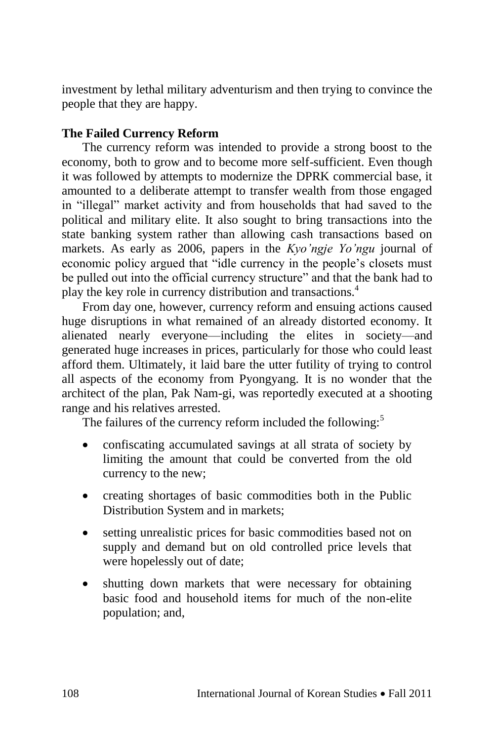investment by lethal military adventurism and then trying to convince the people that they are happy.

## The Failed Currency Reform

The currency reform was intended to provide a strong boost to the economy, both to grow and to become more self-sufficient. Even though it was followed by attempts to modernize the DPRK commercial base, it amounted to a deliberate attempt to transfer wealth from those engaged in "illegal" market activity and from households that had saved to the political and military elite. It also sought to bring transactions into the state banking system rather than allowing cash transactions based on markets. As early as 2006, papers in the *Kyo'ngje Yo'ngu* journal of economic policy argued that "idle currency in the people's closets must be pulled out into the official currency structure" and that the bank had to play the key role in currency distribution and transactions.[4]

From day one, however, currency reform and ensuing actions caused huge disruptions in what remained of an already distorted economy. It alienated nearly everyone—including the elites in society—and generated huge increases in prices, particularly for those who could least afford them. Ultimately, it laid bare the utter futility of trying to control all aspects of the economy from Pyongyang. It is no wonder that the architect of the plan, Pak Nam-gi, was reportedly executed at a shooting range and his relatives arrested.

The failures of the currency reform included the following:[5]

- confiscating accumulated savings at all strata of society by limiting the amount that could be converted from the old currency to the new;
- creating shortages of basic commodities both in the Public Distribution System and in markets;
- setting unrealistic prices for basic commodities based not on supply and demand but on old controlled price levels that were hopelessly out of date;
- shutting down markets that were necessary for obtaining basic food and household items for much of the non-elite population; and,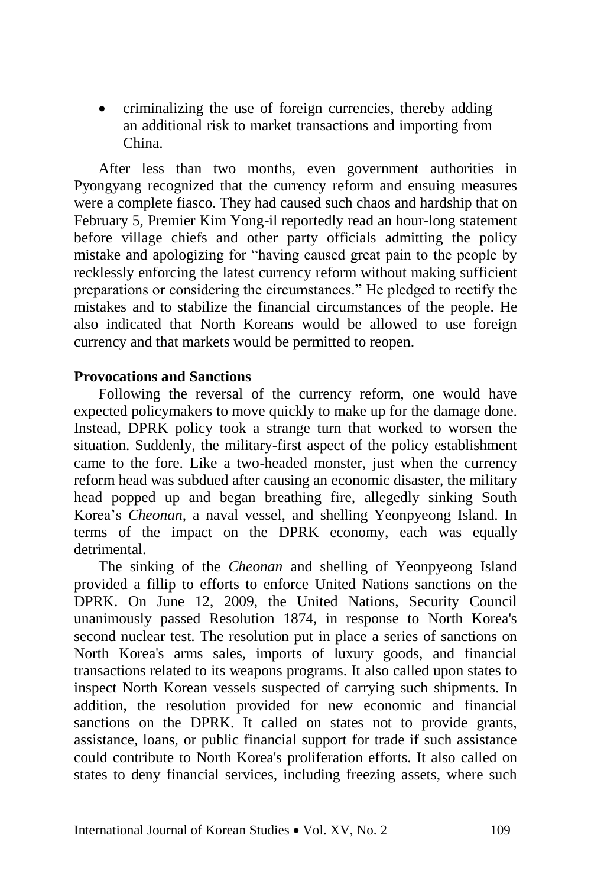- criminalizing the use of foreign currencies, thereby adding an additional risk to market transactions and importing from China.

After less than two months, even government authorities in Pyongyang recognized that the currency reform and ensuing measures were a complete fiasco. They had caused such chaos and hardship that on February 5, Premier Kim Yong-il reportedly read an hour-long statement before village chiefs and other party officials admitting the policy mistake and apologizing for "having caused great pain to the people by recklessly enforcing the latest currency reform without making sufficient preparations or considering the circumstances." He pledged to rectify the mistakes and to stabilize the financial circumstances of the people. He also indicated that North Koreans would be allowed to use foreign currency and that markets would be permitted to reopen.

**Provocations and Sanctions**

Following the reversal of the currency reform, one would have expected policymakers to move quickly to make up for the damage done. Instead, DPRK policy took a strange turn that worked to worsen the situation. Suddenly, the military-first aspect of the policy establishment came to the fore. Like a two-headed monster, just when the currency reform head was subdued after causing an economic disaster, the military head popped up and began breathing fire, allegedly sinking South Korea's *Cheonan*, a naval vessel, and shelling Yeonpyeong Island. In terms of the impact on the DPRK economy, each was equally detrimental.

The sinking of the *Cheonan* and shelling of Yeonpyeong Island provided a fillip to efforts to enforce United Nations sanctions on the DPRK. On June 12, 2009, the United Nations, Security Council unanimously passed Resolution 1874, in response to North Korea's second nuclear test. The resolution put in place a series of sanctions on North Korea's arms sales, imports of luxury goods, and financial transactions related to its weapons programs. It also called upon states to inspect North Korean vessels suspected of carrying such shipments. In addition, the resolution provided for new economic and financial sanctions on the DPRK. It called on states not to provide grants, assistance, loans, or public financial support for trade if such assistance could contribute to North Korea's proliferation efforts. It also called on states to deny financial services, including freezing assets, where such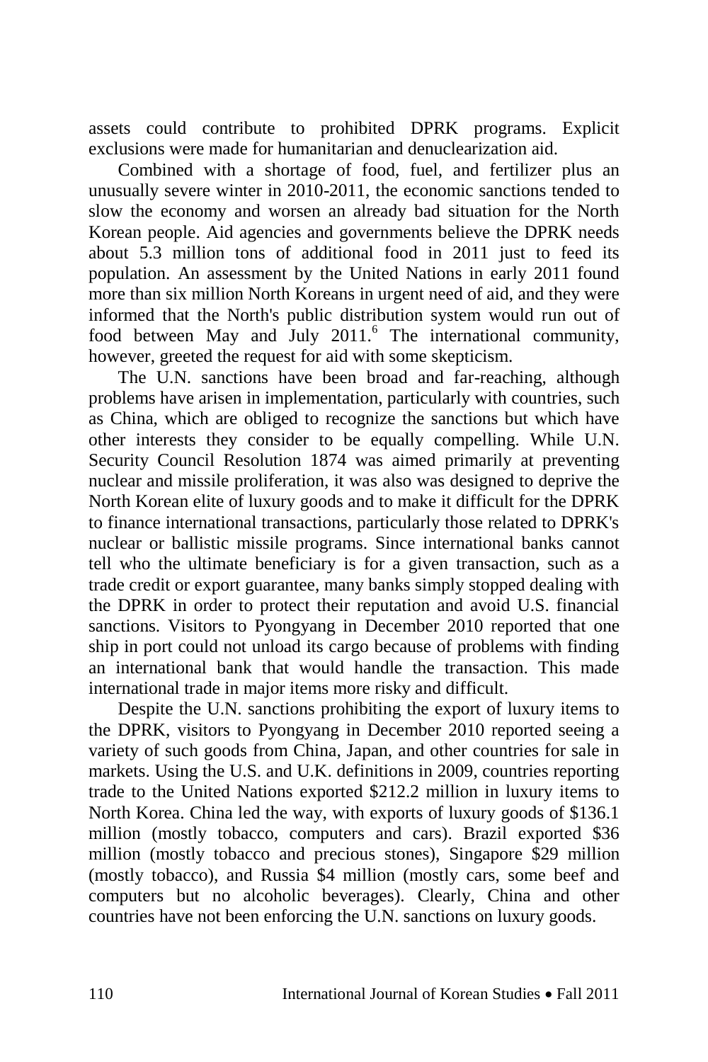assets could contribute to prohibited DPRK programs. Explicit exclusions were made for humanitarian and denuclearization aid.

Combined with a shortage of food, fuel, and fertilizer plus an unusually severe winter in 2010-2011, the economic sanctions tended to slow the economy and worsen an already bad situation for the North Korean people. Aid agencies and governments believe the DPRK needs about 5.3 million tons of additional food in 2011 just to feed its population. An assessment by the United Nations in early 2011 found more than six million North Koreans in urgent need of aid, and they were informed that the North's public distribution system would run out of food between May and July 2011.[6] The international community, however, greeted the request for aid with some skepticism.

The U.N. sanctions have been broad and far-reaching, although problems have arisen in implementation, particularly with countries, such as China, which are obliged to recognize the sanctions but which have other interests they consider to be equally compelling. While U.N. Security Council Resolution 1874 was aimed primarily at preventing nuclear and missile proliferation, it was also was designed to deprive the North Korean elite of luxury goods and to make it difficult for the DPRK to finance international transactions, particularly those related to DPRK's nuclear or ballistic missile programs. Since international banks cannot tell who the ultimate beneficiary is for a given transaction, such as a trade credit or export guarantee, many banks simply stopped dealing with the DPRK in order to protect their reputation and avoid U.S. financial sanctions. Visitors to Pyongyang in December 2010 reported that one ship in port could not unload its cargo because of problems with finding an international bank that would handle the transaction. This made international trade in major items more risky and difficult.

Despite the U.N. sanctions prohibiting the export of luxury items to the DPRK, visitors to Pyongyang in December 2010 reported seeing a variety of such goods from China, Japan, and other countries for sale in markets. Using the U.S. and U.K. definitions in 2009, countries reporting trade to the United Nations exported $212.2 million in luxury items to North Korea. China led the way, with exports of luxury goods of $136.1 million (mostly tobacco, computers and cars). Brazil exported $36 million (mostly tobacco and precious stones), Singapore $29 million (mostly tobacco), and Russia $4 million (mostly cars, some beef and computers but no alcoholic beverages). Clearly, China and other countries have not been enforcing the U.N. sanctions on luxury goods.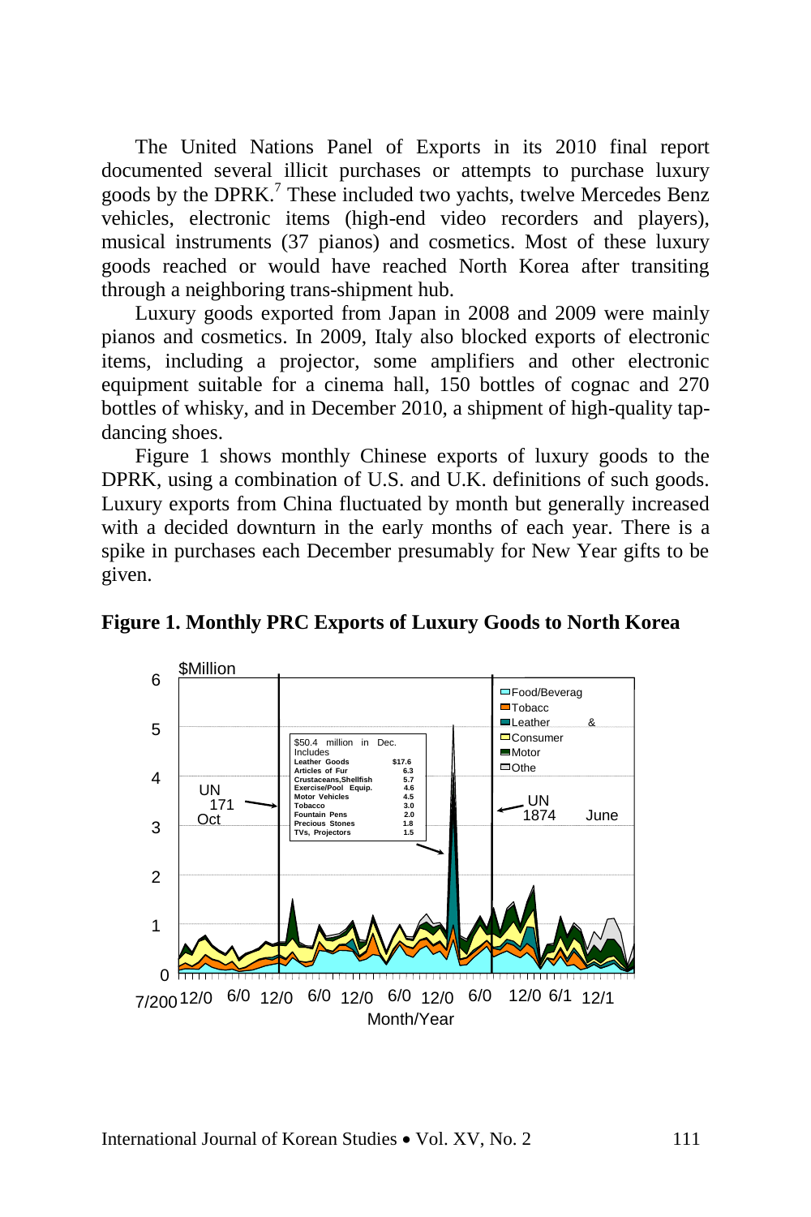The United Nations Panel of Exports in its 2010 final report documented several illicit purchases or attempts to purchase luxury goods by the DPRK.[7] These included two yachts, twelve Mercedes Benz vehicles, electronic items (high-end video recorders and players), musical instruments (37 pianos) and cosmetics. Most of these luxury goods reached or would have reached North Korea after transiting through a neighboring trans-shipment hub.

Luxury goods exported from Japan in 2008 and 2009 were mainly pianos and cosmetics. In 2009, Italy also blocked exports of electronic items, including a projector, some amplifiers and other electronic equipment suitable for a cinema hall, 150 bottles of cognac and 270 bottles of whisky, and in December 2010, a shipment of high-quality tap-dancing shoes.

Figure 1 shows monthly Chinese exports of luxury goods to the DPRK, using a combination of U.S. and U.K. definitions of such goods. Luxury exports from China fluctuated by month but generally increased with a decided downturn in the early months of each year. There is a spike in purchases each December presumably for New Year gifts to be given.

**Figure 1. Monthly PRC Exports of Luxury Goods to North Korea**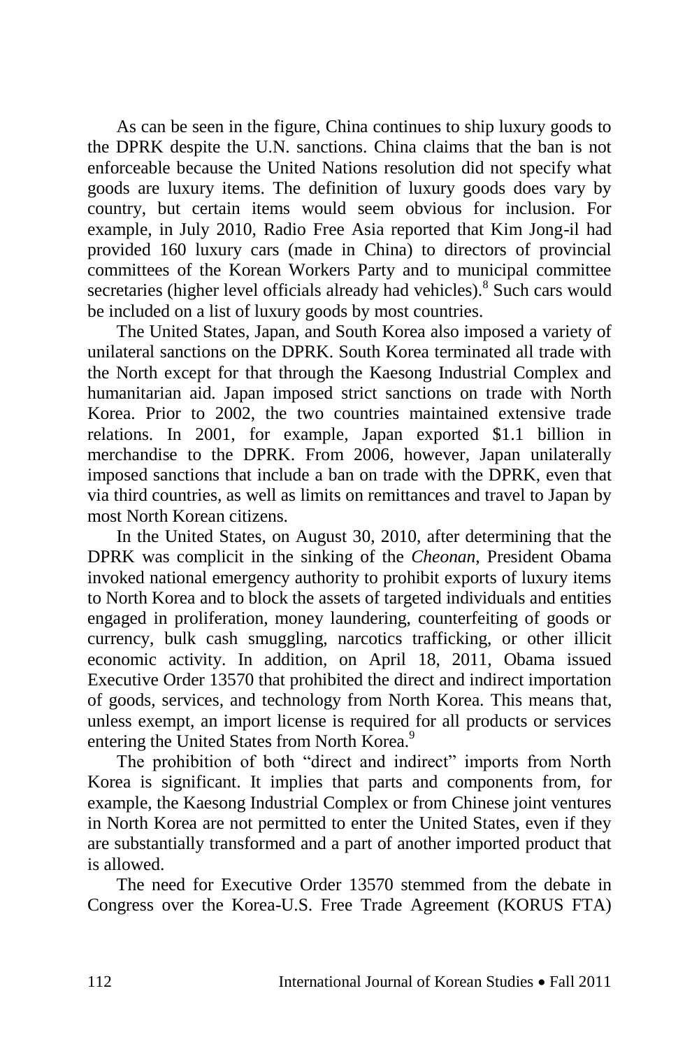As can be seen in the figure, China continues to ship luxury goods to the DPRK despite the U.N. sanctions. China claims that the ban is not enforceable because the United Nations resolution did not specify what goods are luxury items. The definition of luxury goods does vary by country, but certain items would seem obvious for inclusion. For example, in July 2010, Radio Free Asia reported that Kim Jong-il had provided 160 luxury cars (made in China) to directors of provincial committees of the Korean Workers Party and to municipal committee secretaries (higher level officials already had vehicles).[8] Such cars would be included on a list of luxury goods by most countries.

The United States, Japan, and South Korea also imposed a variety of unilateral sanctions on the DPRK. South Korea terminated all trade with the North except for that through the Kaesong Industrial Complex and humanitarian aid. Japan imposed strict sanctions on trade with North Korea. Prior to 2002, the two countries maintained extensive trade relations. In 2001, for example, Japan exported $1.1 billion in merchandise to the DPRK. From 2006, however, Japan unilaterally imposed sanctions that include a ban on trade with the DPRK, even that via third countries, as well as limits on remittances and travel to Japan by most North Korean citizens.

In the United States, on August 30, 2010, after determining that the DPRK was complicit in the sinking of the *Cheonan*, President Obama invoked national emergency authority to prohibit exports of luxury items to North Korea and to block the assets of targeted individuals and entities engaged in proliferation, money laundering, counterfeiting of goods or currency, bulk cash smuggling, narcotics trafficking, or other illicit economic activity. In addition, on April 18, 2011, Obama issued Executive Order 13570 that prohibited the direct and indirect importation of goods, services, and technology from North Korea. This means that, unless exempt, an import license is required for all products or services entering the United States from North Korea.[9]

The prohibition of both "direct and indirect" imports from North Korea is significant. It implies that parts and components from, for example, the Kaesong Industrial Complex or from Chinese joint ventures in North Korea are not permitted to enter the United States, even if they are substantially transformed and a part of another imported product that is allowed.

The need for Executive Order 13570 stemmed from the debate in Congress over the Korea-U.S. Free Trade Agreement (KORUS FTA)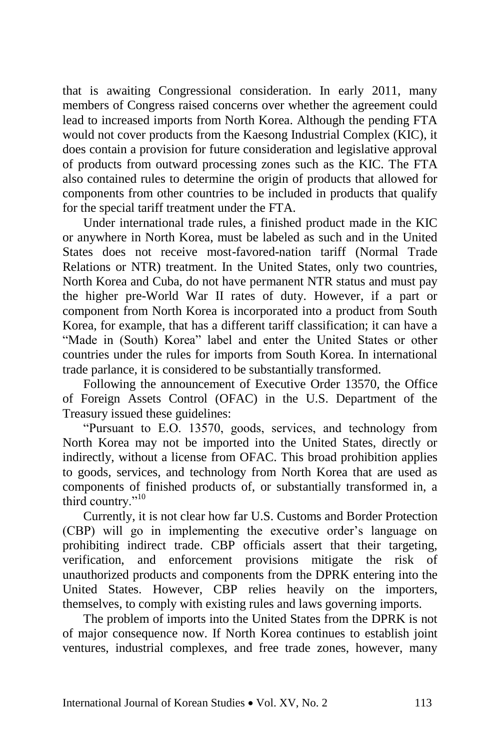that is awaiting Congressional consideration. In early 2011, many members of Congress raised concerns over whether the agreement could lead to increased imports from North Korea. Although the pending FTA would not cover products from the Kaesong Industrial Complex (KIC), it does contain a provision for future consideration and legislative approval of products from outward processing zones such as the KIC. The FTA also contained rules to determine the origin of products that allowed for components from other countries to be included in products that qualify for the special tariff treatment under the FTA.

Under international trade rules, a finished product made in the KIC or anywhere in North Korea, must be labeled as such and in the United States does not receive most-favored-nation tariff (Normal Trade Relations or NTR) treatment. In the United States, only two countries, North Korea and Cuba, do not have permanent NTR status and must pay the higher pre-World War II rates of duty. However, if a part or component from North Korea is incorporated into a product from South Korea, for example, that has a different tariff classification; it can have a "Made in (South) Korea" label and enter the United States or other countries under the rules for imports from South Korea. In international trade parlance, it is considered to be substantially transformed.

Following the announcement of Executive Order 13570, the Office of Foreign Assets Control (OFAC) in the U.S. Department of the Treasury issued these guidelines:

"Pursuant to E.O. 13570, goods, services, and technology from North Korea may not be imported into the United States, directly or indirectly, without a license from OFAC. This broad prohibition applies to goods, services, and technology from North Korea that are used as components of finished products of, or substantially transformed in, a third country."[10]

Currently, it is not clear how far U.S. Customs and Border Protection (CBP) will go in implementing the executive order's language on prohibiting indirect trade. CBP officials assert that their targeting, verification, and enforcement provisions mitigate the risk of unauthorized products and components from the DPRK entering into the United States. However, CBP relies heavily on the importers, themselves, to comply with existing rules and laws governing imports.

The problem of imports into the United States from the DPRK is not of major consequence now. If North Korea continues to establish joint ventures, industrial complexes, and free trade zones, however, many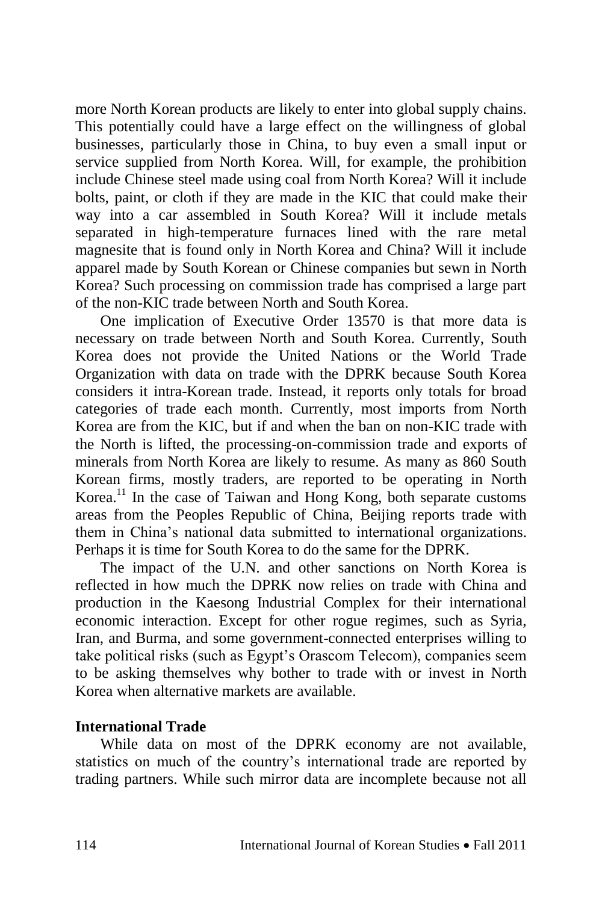more North Korean products are likely to enter into global supply chains. This potentially could have a large effect on the willingness of global businesses, particularly those in China, to buy even a small input or service supplied from North Korea. Will, for example, the prohibition include Chinese steel made using coal from North Korea? Will it include bolts, paint, or cloth if they are made in the KIC that could make their way into a car assembled in South Korea? Will it include metals separated in high-temperature furnaces lined with the rare metal magnesite that is found only in North Korea and China? Will it include apparel made by South Korean or Chinese companies but sewn in North Korea? Such processing on commission trade has comprised a large part of the non-KIC trade between North and South Korea.

One implication of Executive Order 13570 is that more data is necessary on trade between North and South Korea. Currently, South Korea does not provide the United Nations or the World Trade Organization with data on trade with the DPRK because South Korea considers it intra-Korean trade. Instead, it reports only totals for broad categories of trade each month. Currently, most imports from North Korea are from the KIC, but if and when the ban on non-KIC trade with the North is lifted, the processing-on-commission trade and exports of minerals from North Korea are likely to resume. As many as 860 South Korean firms, mostly traders, are reported to be operating in North Korea.[11] In the case of Taiwan and Hong Kong, both separate customs areas from the Peoples Republic of China, Beijing reports trade with them in China's national data submitted to international organizations. Perhaps it is time for South Korea to do the same for the DPRK.

The impact of the U.N. and other sanctions on North Korea is reflected in how much the DPRK now relies on trade with China and production in the Kaesong Industrial Complex for their international economic interaction. Except for other rogue regimes, such as Syria, Iran, and Burma, and some government-connected enterprises willing to take political risks (such as Egypt's Orascom Telecom), companies seem to be asking themselves why bother to trade with or invest in North Korea when alternative markets are available.

**International Trade**

While data on most of the DPRK economy are not available, statistics on much of the country's international trade are reported by trading partners. While such mirror data are incomplete because not all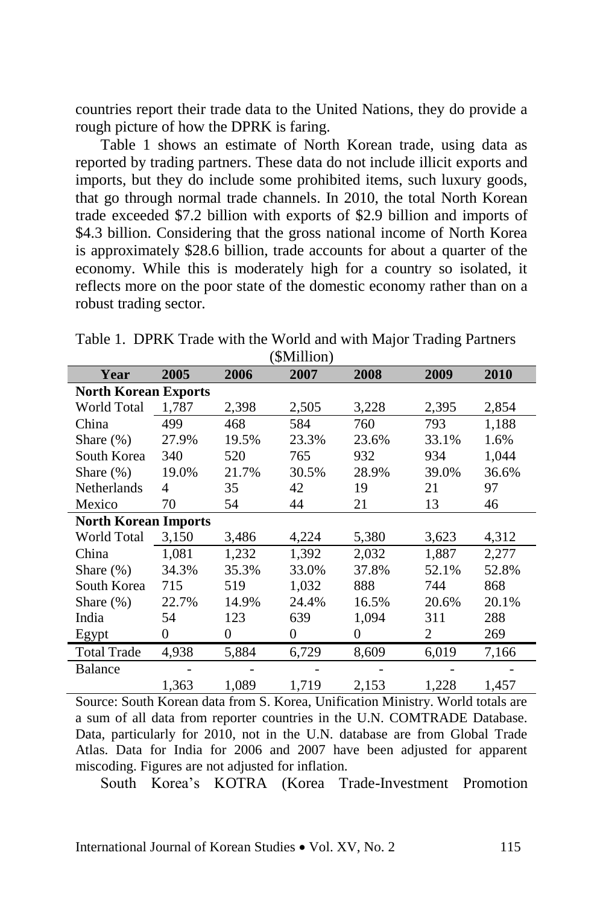countries report their trade data to the United Nations, they do provide a rough picture of how the DPRK is faring.

Table 1 shows an estimate of North Korean trade, using data as reported by trading partners. These data do not include illicit exports and imports, but they do include some prohibited items, such luxury goods, that go through normal trade channels. In 2010, the total North Korean trade exceeded $7.2 billion with exports of $2.9 billion and imports of $4.3 billion. Considering that the gross national income of North Korea is approximately $28.6 billion, trade accounts for about a quarter of the economy. While this is moderately high for a country so isolated, it reflects more on the poor state of the domestic economy rather than on a robust trading sector.

Table 1. DPRK Trade with the World and with Major Trading Partners ($Million)

| Year | 2005 | 2006 | 2007 | 2008 | 2009 | 2010 |
|---|---|---|---|---|---|---|
| **North Korean Exports** | | | | | | |
| World Total | 1,787 | 2,398 | 2,505 | 3,228 | 2,395 | 2,854 |
| China | 499 | 468 | 584 | 760 | 793 | 1,188 |
| Share (%) | 27.9% | 19.5% | 23.3% | 23.6% | 33.1% | 1.6% |
| South Korea | 340 | 520 | 765 | 932 | 934 | 1,044 |
| Share (%) | 19.0% | 21.7% | 30.5% | 28.9% | 39.0% | 36.6% |
| Netherlands | 4 | 35 | 42 | 19 | 21 | 97 |
| Mexico | 70 | 54 | 44 | 21 | 13 | 46 |
| **North Korean Imports** | | | | | | |
| World Total | 3,150 | 3,486 | 4,224 | 5,380 | 3,623 | 4,312 |
| China | 1,081 | 1,232 | 1,392 | 2,032 | 1,887 | 2,277 |
| Share (%) | 34.3% | 35.3% | 33.0% | 37.8% | 52.1% | 52.8% |
| South Korea | 715 | 519 | 1,032 | 888 | 744 | 868 |
| Share (%) | 22.7% | 14.9% | 24.4% | 16.5% | 20.6% | 20.1% |
| India | 54 | 123 | 639 | 1,094 | 311 | 288 |
| Egypt | 0 | 0 | 0 | 0 | 2 | 269 |
| Total Trade | 4,938 | 5,884 | 6,729 | 8,609 | 6,019 | 7,166 |
| Balance | -1,363 | -1,089 | -1,719 | -2,153 | -1,228 | -1,457 |

Source: South Korean data from S. Korea, Unification Ministry. World totals are a sum of all data from reporter countries in the U.N. COMTRADE Database. Data, particularly for 2010, not in the U.N. database are from Global Trade Atlas. Data for India for 2006 and 2007 have been adjusted for apparent miscoding. Figures are not adjusted for inflation.

South Korea's KOTRA (Korea Trade-Investment Promotion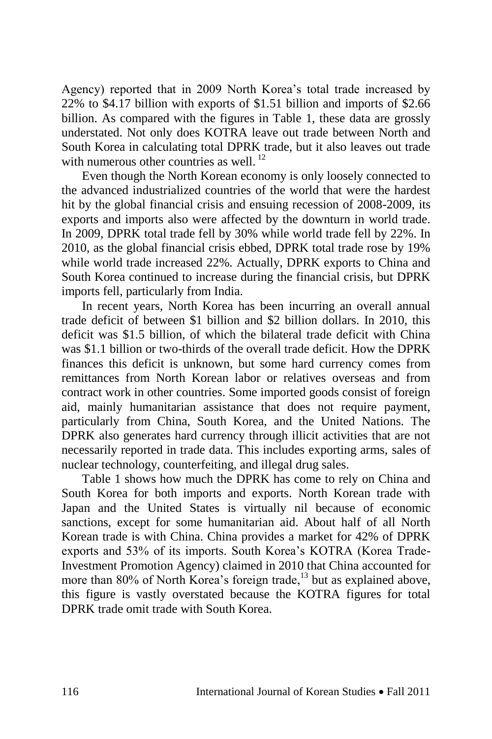Agency) reported that in 2009 North Korea's total trade increased by 22% to $4.17 billion with exports of $1.51 billion and imports of $2.66 billion. As compared with the figures in Table 1, these data are grossly understated. Not only does KOTRA leave out trade between North and South Korea in calculating total DPRK trade, but it also leaves out trade with numerous other countries as well.[12]

Even though the North Korean economy is only loosely connected to the advanced industrialized countries of the world that were the hardest hit by the global financial crisis and ensuing recession of 2008-2009, its exports and imports also were affected by the downturn in world trade. In 2009, DPRK total trade fell by 30% while world trade fell by 22%. In 2010, as the global financial crisis ebbed, DPRK total trade rose by 19% while world trade increased 22%. Actually, DPRK exports to China and South Korea continued to increase during the financial crisis, but DPRK imports fell, particularly from India.

In recent years, North Korea has been incurring an overall annual trade deficit of between $1 billion and $2 billion dollars. In 2010, this deficit was $1.5 billion, of which the bilateral trade deficit with China was $1.1 billion or two-thirds of the overall trade deficit. How the DPRK finances this deficit is unknown, but some hard currency comes from remittances from North Korean labor or relatives overseas and from contract work in other countries. Some imported goods consist of foreign aid, mainly humanitarian assistance that does not require payment, particularly from China, South Korea, and the United Nations. The DPRK also generates hard currency through illicit activities that are not necessarily reported in trade data. This includes exporting arms, sales of nuclear technology, counterfeiting, and illegal drug sales.

Table 1 shows how much the DPRK has come to rely on China and South Korea for both imports and exports. North Korean trade with Japan and the United States is virtually nil because of economic sanctions, except for some humanitarian aid. About half of all North Korean trade is with China. China provides a market for 42% of DPRK exports and 53% of its imports. South Korea's KOTRA (Korea Trade-Investment Promotion Agency) claimed in 2010 that China accounted for more than 80% of North Korea's foreign trade,[13] but as explained above, this figure is vastly overstated because the KOTRA figures for total DPRK trade omit trade with South Korea.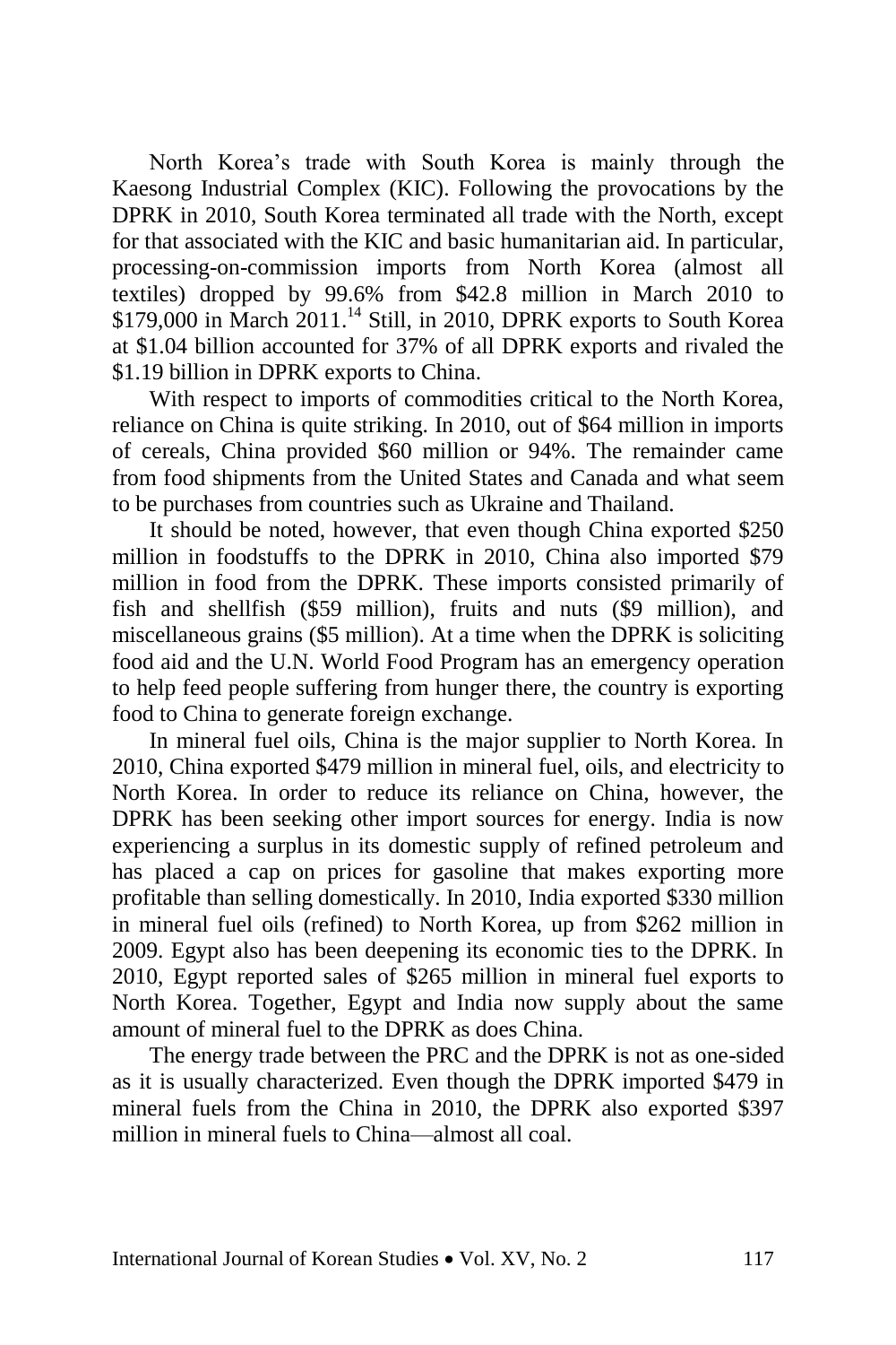North Korea's trade with South Korea is mainly through the Kaesong Industrial Complex (KIC). Following the provocations by the DPRK in 2010, South Korea terminated all trade with the North, except for that associated with the KIC and basic humanitarian aid. In particular, processing-on-commission imports from North Korea (almost all textiles) dropped by 99.6% from $42.8 million in March 2010 to $179,000 in March 2011.[14] Still, in 2010, DPRK exports to South Korea at $1.04 billion accounted for 37% of all DPRK exports and rivaled the $1.19 billion in DPRK exports to China.

With respect to imports of commodities critical to the North Korea, reliance on China is quite striking. In 2010, out of $64 million in imports of cereals, China provided $60 million or 94%. The remainder came from food shipments from the United States and Canada and what seem to be purchases from countries such as Ukraine and Thailand.

It should be noted, however, that even though China exported $250 million in foodstuffs to the DPRK in 2010, China also imported $79 million in food from the DPRK. These imports consisted primarily of fish and shellfish ($59 million), fruits and nuts ($9 million), and miscellaneous grains ($5 million). At a time when the DPRK is soliciting food aid and the U.N. World Food Program has an emergency operation to help feed people suffering from hunger there, the country is exporting food to China to generate foreign exchange.

In mineral fuel oils, China is the major supplier to North Korea. In 2010, China exported $479 million in mineral fuel, oils, and electricity to North Korea. In order to reduce its reliance on China, however, the DPRK has been seeking other import sources for energy. India is now experiencing a surplus in its domestic supply of refined petroleum and has placed a cap on prices for gasoline that makes exporting more profitable than selling domestically. In 2010, India exported $330 million in mineral fuel oils (refined) to North Korea, up from $262 million in 2009. Egypt also has been deepening its economic ties to the DPRK. In 2010, Egypt reported sales of $265 million in mineral fuel exports to North Korea. Together, Egypt and India now supply about the same amount of mineral fuel to the DPRK as does China.

The energy trade between the PRC and the DPRK is not as one-sided as it is usually characterized. Even though the DPRK imported $479 in mineral fuels from the China in 2010, the DPRK also exported $397 million in mineral fuels to China—almost all coal.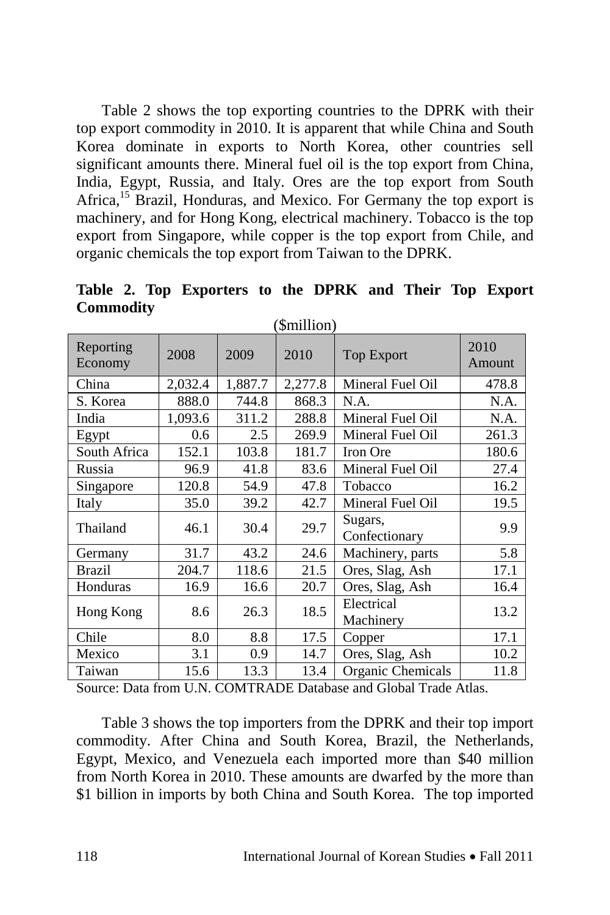Table 2 shows the top exporting countries to the DPRK with their top export commodity in 2010. It is apparent that while China and South Korea dominate in exports to North Korea, other countries sell significant amounts there. Mineral fuel oil is the top export from China, India, Egypt, Russia, and Italy. Ores are the top export from South Africa,[15] Brazil, Honduras, and Mexico. For Germany the top export is machinery, and for Hong Kong, electrical machinery. Tobacco is the top export from Singapore, while copper is the top export from Chile, and organic chemicals the top export from Taiwan to the DPRK.

**Table 2. Top Exporters to the DPRK and Their Top Export Commodity**

($million)

| Reporting Economy | 2008 | 2009 | 2010 | Top Export | 2010 Amount |
|---|---|---|---|---|---|
| China | 2,032.4 | 1,887.7 | 2,277.8 | Mineral Fuel Oil | 478.8 |
| S. Korea | 888.0 | 744.8 | 868.3 | N.A. | N.A. |
| India | 1,093.6 | 311.2 | 288.8 | Mineral Fuel Oil | N.A. |
| Egypt | 0.6 | 2.5 | 269.9 | Mineral Fuel Oil | 261.3 |
| South Africa | 152.1 | 103.8 | 181.7 | Iron Ore | 180.6 |
| Russia | 96.9 | 41.8 | 83.6 | Mineral Fuel Oil | 27.4 |
| Singapore | 120.8 | 54.9 | 47.8 | Tobacco | 16.2 |
| Italy | 35.0 | 39.2 | 42.7 | Mineral Fuel Oil | 19.5 |
| Thailand | 46.1 | 30.4 | 29.7 | Sugars, Confectionary | 9.9 |
| Germany | 31.7 | 43.2 | 24.6 | Machinery, parts | 5.8 |
| Brazil | 204.7 | 118.6 | 21.5 | Ores, Slag, Ash | 17.1 |
| Honduras | 16.9 | 16.6 | 20.7 | Ores, Slag, Ash | 16.4 |
| Hong Kong | 8.6 | 26.3 | 18.5 | Electrical Machinery | 13.2 |
| Chile | 8.0 | 8.8 | 17.5 | Copper | 17.1 |
| Mexico | 3.1 | 0.9 | 14.7 | Ores, Slag, Ash | 10.2 |
| Taiwan | 15.6 | 13.3 | 13.4 | Organic Chemicals | 11.8 |

Source: Data from U.N. COMTRADE Database and Global Trade Atlas.

Table 3 shows the top importers from the DPRK and their top import commodity. After China and South Korea, Brazil, the Netherlands, Egypt, Mexico, and Venezuela each imported more than $40 million from North Korea in 2010. These amounts are dwarfed by the more than $1 billion in imports by both China and South Korea. The top imported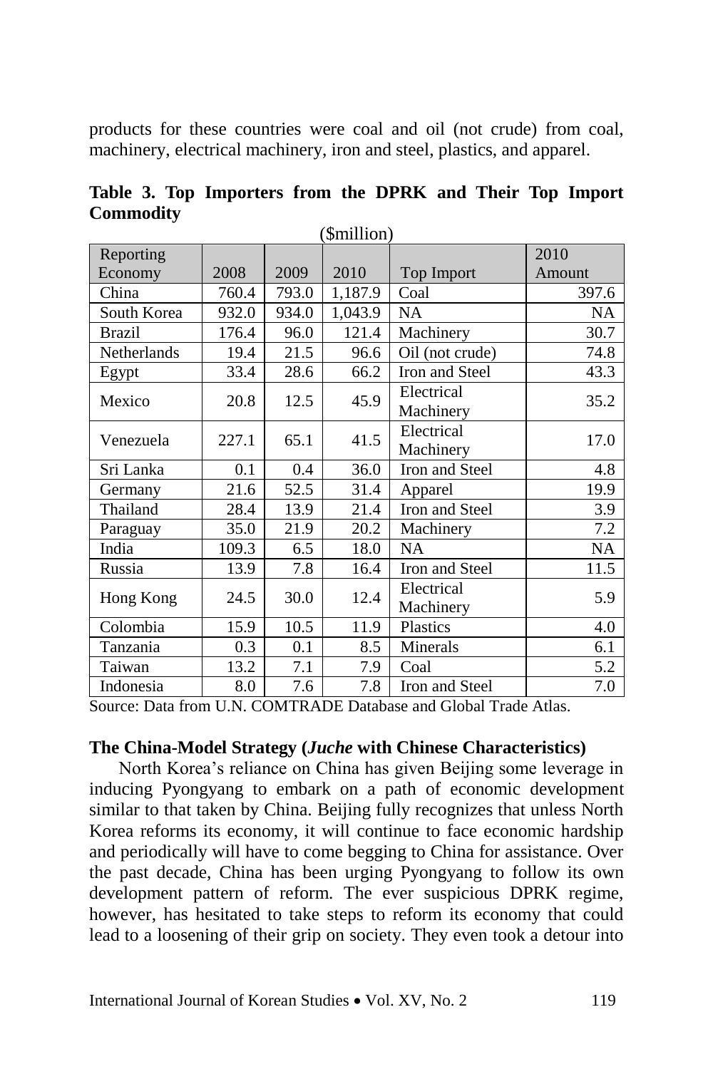products for these countries were coal and oil (not crude) from coal, machinery, electrical machinery, iron and steel, plastics, and apparel.

**Table 3. Top Importers from the DPRK and Their Top Import Commodity**

($million)

| Reporting Economy | 2008 | 2009 | 2010 | Top Import | 2010 Amount |
|---|---|---|---|---|---|
| China | 760.4 | 793.0 | 1,187.9 | Coal | 397.6 |
| South Korea | 932.0 | 934.0 | 1,043.9 | NA | NA |
| Brazil | 176.4 | 96.0 | 121.4 | Machinery | 30.7 |
| Netherlands | 19.4 | 21.5 | 96.6 | Oil (not crude) | 74.8 |
| Egypt | 33.4 | 28.6 | 66.2 | Iron and Steel | 43.3 |
| Mexico | 20.8 | 12.5 | 45.9 | Electrical Machinery | 35.2 |
| Venezuela | 227.1 | 65.1 | 41.5 | Electrical Machinery | 17.0 |
| Sri Lanka | 0.1 | 0.4 | 36.0 | Iron and Steel | 4.8 |
| Germany | 21.6 | 52.5 | 31.4 | Apparel | 19.9 |
| Thailand | 28.4 | 13.9 | 21.4 | Iron and Steel | 3.9 |
| Paraguay | 35.0 | 21.9 | 20.2 | Machinery | 7.2 |
| India | 109.3 | 6.5 | 18.0 | NA | NA |
| Russia | 13.9 | 7.8 | 16.4 | Iron and Steel | 11.5 |
| Hong Kong | 24.5 | 30.0 | 12.4 | Electrical Machinery | 5.9 |
| Colombia | 15.9 | 10.5 | 11.9 | Plastics | 4.0 |
| Tanzania | 0.3 | 0.1 | 8.5 | Minerals | 6.1 |
| Taiwan | 13.2 | 7.1 | 7.9 | Coal | 5.2 |
| Indonesia | 8.0 | 7.6 | 7.8 | Iron and Steel | 7.0 |

Source: Data from U.N. COMTRADE Database and Global Trade Atlas.

### The China-Model Strategy (*Juche* with Chinese Characteristics)

North Korea's reliance on China has given Beijing some leverage in inducing Pyongyang to embark on a path of economic development similar to that taken by China. Beijing fully recognizes that unless North Korea reforms its economy, it will continue to face economic hardship and periodically will have to come begging to China for assistance. Over the past decade, China has been urging Pyongyang to follow its own development pattern of reform. The ever suspicious DPRK regime, however, has hesitated to take steps to reform its economy that could lead to a loosening of their grip on society. They even took a detour into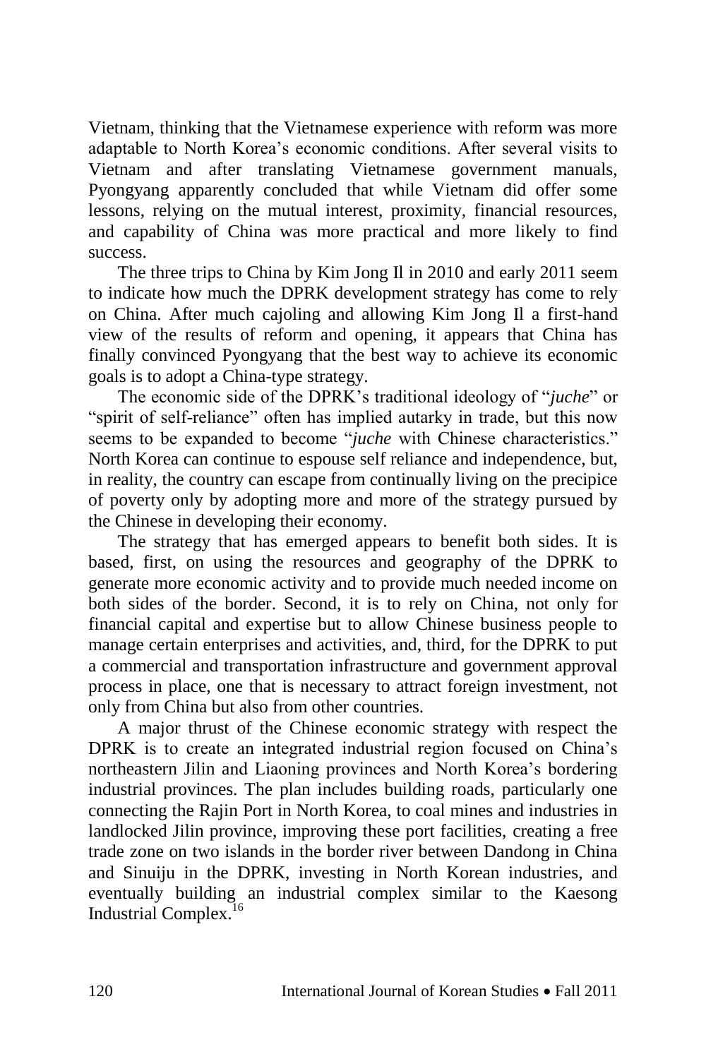Vietnam, thinking that the Vietnamese experience with reform was more adaptable to North Korea's economic conditions. After several visits to Vietnam and after translating Vietnamese government manuals, Pyongyang apparently concluded that while Vietnam did offer some lessons, relying on the mutual interest, proximity, financial resources, and capability of China was more practical and more likely to find success.

The three trips to China by Kim Jong Il in 2010 and early 2011 seem to indicate how much the DPRK development strategy has come to rely on China. After much cajoling and allowing Kim Jong Il a first-hand view of the results of reform and opening, it appears that China has finally convinced Pyongyang that the best way to achieve its economic goals is to adopt a China-type strategy.

The economic side of the DPRK's traditional ideology of "*juche*" or "spirit of self-reliance" often has implied autarky in trade, but this now seems to be expanded to become "*juche* with Chinese characteristics." North Korea can continue to espouse self reliance and independence, but, in reality, the country can escape from continually living on the precipice of poverty only by adopting more and more of the strategy pursued by the Chinese in developing their economy.

The strategy that has emerged appears to benefit both sides. It is based, first, on using the resources and geography of the DPRK to generate more economic activity and to provide much needed income on both sides of the border. Second, it is to rely on China, not only for financial capital and expertise but to allow Chinese business people to manage certain enterprises and activities, and, third, for the DPRK to put a commercial and transportation infrastructure and government approval process in place, one that is necessary to attract foreign investment, not only from China but also from other countries.

A major thrust of the Chinese economic strategy with respect the DPRK is to create an integrated industrial region focused on China's northeastern Jilin and Liaoning provinces and North Korea's bordering industrial provinces. The plan includes building roads, particularly one connecting the Rajin Port in North Korea, to coal mines and industries in landlocked Jilin province, improving these port facilities, creating a free trade zone on two islands in the border river between Dandong in China and Sinuiju in the DPRK, investing in North Korean industries, and eventually building an industrial complex similar to the Kaesong Industrial Complex.[16]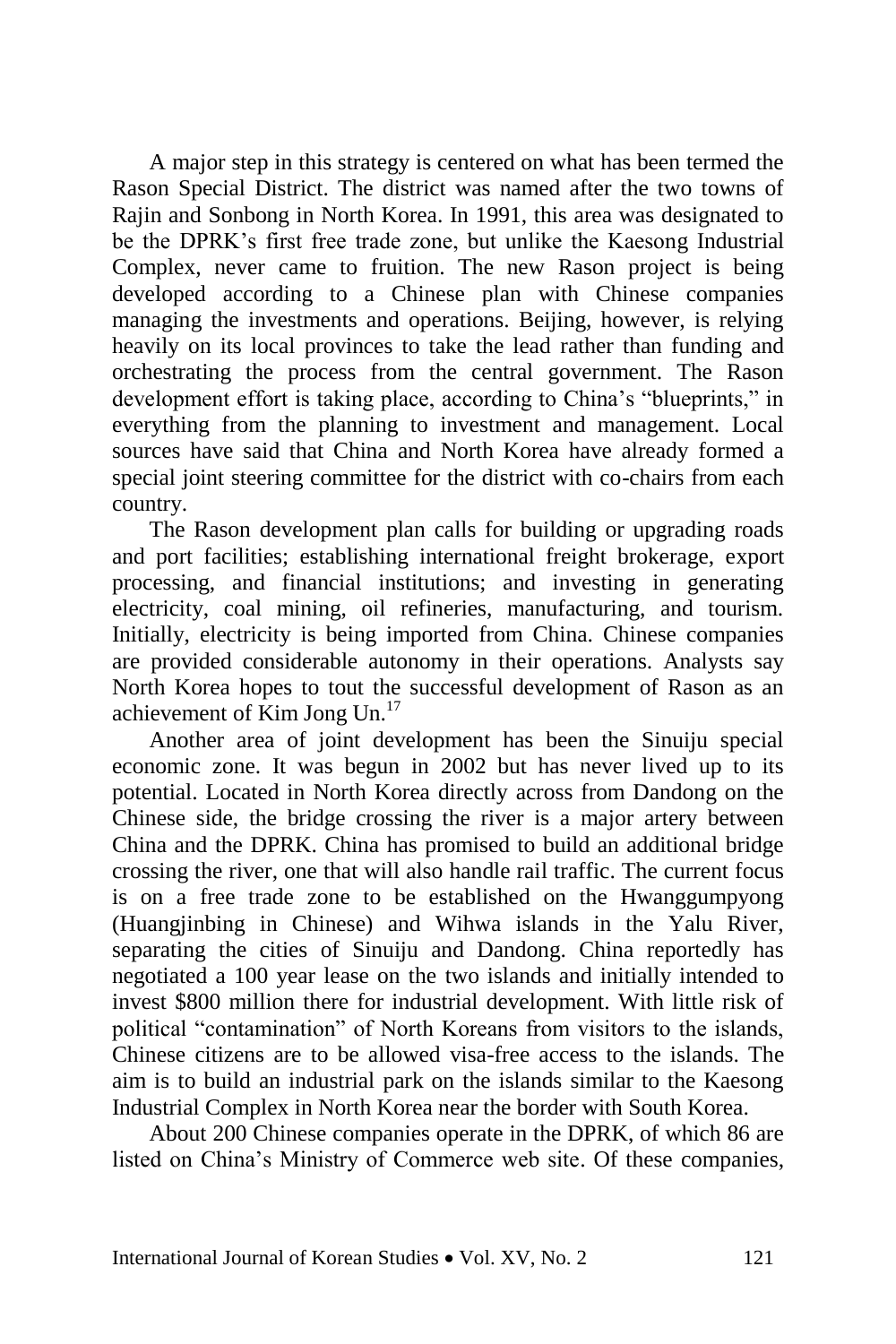A major step in this strategy is centered on what has been termed the Rason Special District. The district was named after the two towns of Rajin and Sonbong in North Korea. In 1991, this area was designated to be the DPRK's first free trade zone, but unlike the Kaesong Industrial Complex, never came to fruition. The new Rason project is being developed according to a Chinese plan with Chinese companies managing the investments and operations. Beijing, however, is relying heavily on its local provinces to take the lead rather than funding and orchestrating the process from the central government. The Rason development effort is taking place, according to China's "blueprints," in everything from the planning to investment and management. Local sources have said that China and North Korea have already formed a special joint steering committee for the district with co-chairs from each country.

The Rason development plan calls for building or upgrading roads and port facilities; establishing international freight brokerage, export processing, and financial institutions; and investing in generating electricity, coal mining, oil refineries, manufacturing, and tourism. Initially, electricity is being imported from China. Chinese companies are provided considerable autonomy in their operations. Analysts say North Korea hopes to tout the successful development of Rason as an achievement of Kim Jong Un.[17]

Another area of joint development has been the Sinuiju special economic zone. It was begun in 2002 but has never lived up to its potential. Located in North Korea directly across from Dandong on the Chinese side, the bridge crossing the river is a major artery between China and the DPRK. China has promised to build an additional bridge crossing the river, one that will also handle rail traffic. The current focus is on a free trade zone to be established on the Hwanggumpyong (Huangjinbing in Chinese) and Wihwa islands in the Yalu River, separating the cities of Sinuiju and Dandong. China reportedly has negotiated a 100 year lease on the two islands and initially intended to invest $800 million there for industrial development. With little risk of political "contamination" of North Koreans from visitors to the islands, Chinese citizens are to be allowed visa-free access to the islands. The aim is to build an industrial park on the islands similar to the Kaesong Industrial Complex in North Korea near the border with South Korea.

About 200 Chinese companies operate in the DPRK, of which 86 are listed on China's Ministry of Commerce web site. Of these companies,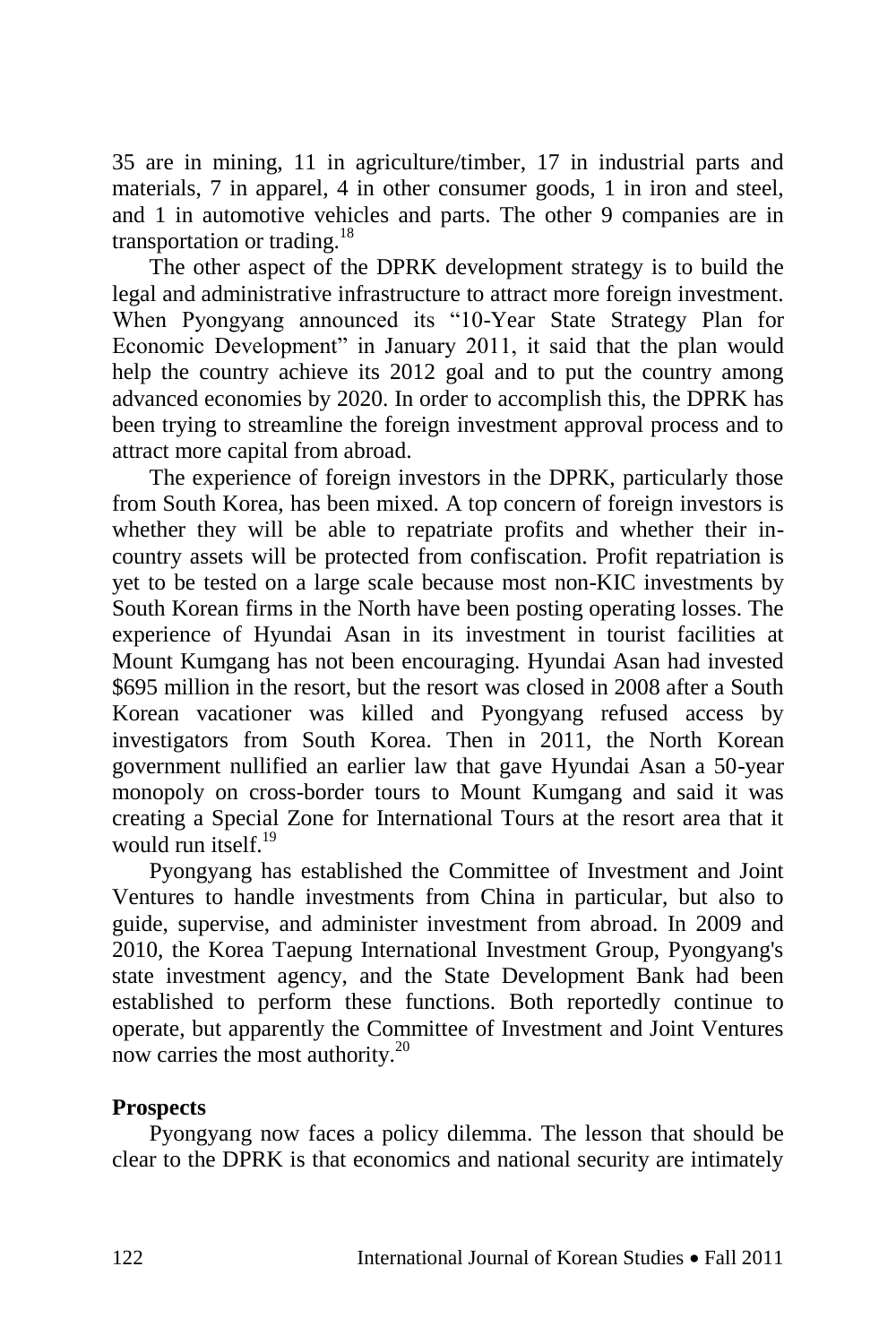35 are in mining, 11 in agriculture/timber, 17 in industrial parts and materials, 7 in apparel, 4 in other consumer goods, 1 in iron and steel, and 1 in automotive vehicles and parts. The other 9 companies are in transportation or trading.[18]

The other aspect of the DPRK development strategy is to build the legal and administrative infrastructure to attract more foreign investment. When Pyongyang announced its "10-Year State Strategy Plan for Economic Development" in January 2011, it said that the plan would help the country achieve its 2012 goal and to put the country among advanced economies by 2020. In order to accomplish this, the DPRK has been trying to streamline the foreign investment approval process and to attract more capital from abroad.

The experience of foreign investors in the DPRK, particularly those from South Korea, has been mixed. A top concern of foreign investors is whether they will be able to repatriate profits and whether their in-country assets will be protected from confiscation. Profit repatriation is yet to be tested on a large scale because most non-KIC investments by South Korean firms in the North have been posting operating losses. The experience of Hyundai Asan in its investment in tourist facilities at Mount Kumgang has not been encouraging. Hyundai Asan had invested $695 million in the resort, but the resort was closed in 2008 after a South Korean vacationer was killed and Pyongyang refused access by investigators from South Korea. Then in 2011, the North Korean government nullified an earlier law that gave Hyundai Asan a 50-year monopoly on cross-border tours to Mount Kumgang and said it was creating a Special Zone for International Tours at the resort area that it would run itself.[19]

Pyongyang has established the Committee of Investment and Joint Ventures to handle investments from China in particular, but also to guide, supervise, and administer investment from abroad. In 2009 and 2010, the Korea Taepung International Investment Group, Pyongyang's state investment agency, and the State Development Bank had been established to perform these functions. Both reportedly continue to operate, but apparently the Committee of Investment and Joint Ventures now carries the most authority.[20]

**Prospects**

Pyongyang now faces a policy dilemma. The lesson that should be clear to the DPRK is that economics and national security are intimately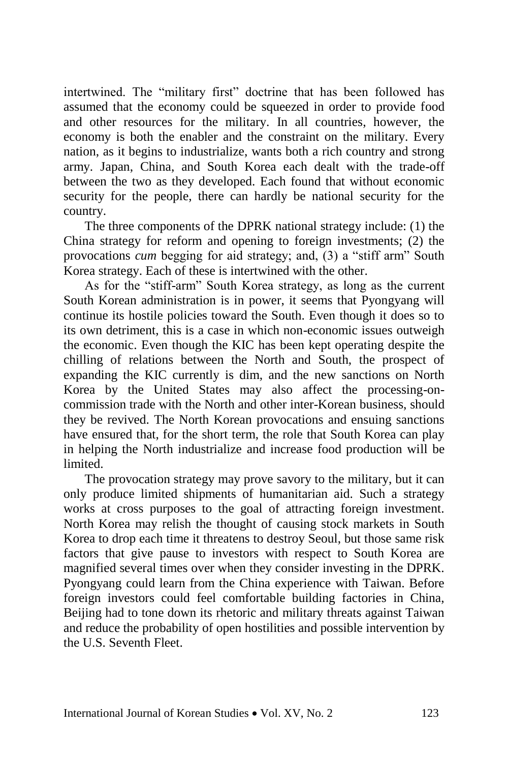intertwined. The "military first" doctrine that has been followed has assumed that the economy could be squeezed in order to provide food and other resources for the military. In all countries, however, the economy is both the enabler and the constraint on the military. Every nation, as it begins to industrialize, wants both a rich country and strong army. Japan, China, and South Korea each dealt with the trade-off between the two as they developed. Each found that without economic security for the people, there can hardly be national security for the country.

The three components of the DPRK national strategy include: (1) the China strategy for reform and opening to foreign investments; (2) the provocations *cum* begging for aid strategy; and, (3) a "stiff arm" South Korea strategy. Each of these is intertwined with the other.

As for the "stiff-arm" South Korea strategy, as long as the current South Korean administration is in power, it seems that Pyongyang will continue its hostile policies toward the South. Even though it does so to its own detriment, this is a case in which non-economic issues outweigh the economic. Even though the KIC has been kept operating despite the chilling of relations between the North and South, the prospect of expanding the KIC currently is dim, and the new sanctions on North Korea by the United States may also affect the processing-on-commission trade with the North and other inter-Korean business, should they be revived. The North Korean provocations and ensuing sanctions have ensured that, for the short term, the role that South Korea can play in helping the North industrialize and increase food production will be limited.

The provocation strategy may prove savory to the military, but it can only produce limited shipments of humanitarian aid. Such a strategy works at cross purposes to the goal of attracting foreign investment. North Korea may relish the thought of causing stock markets in South Korea to drop each time it threatens to destroy Seoul, but those same risk factors that give pause to investors with respect to South Korea are magnified several times over when they consider investing in the DPRK. Pyongyang could learn from the China experience with Taiwan. Before foreign investors could feel comfortable building factories in China, Beijing had to tone down its rhetoric and military threats against Taiwan and reduce the probability of open hostilities and possible intervention by the U.S. Seventh Fleet.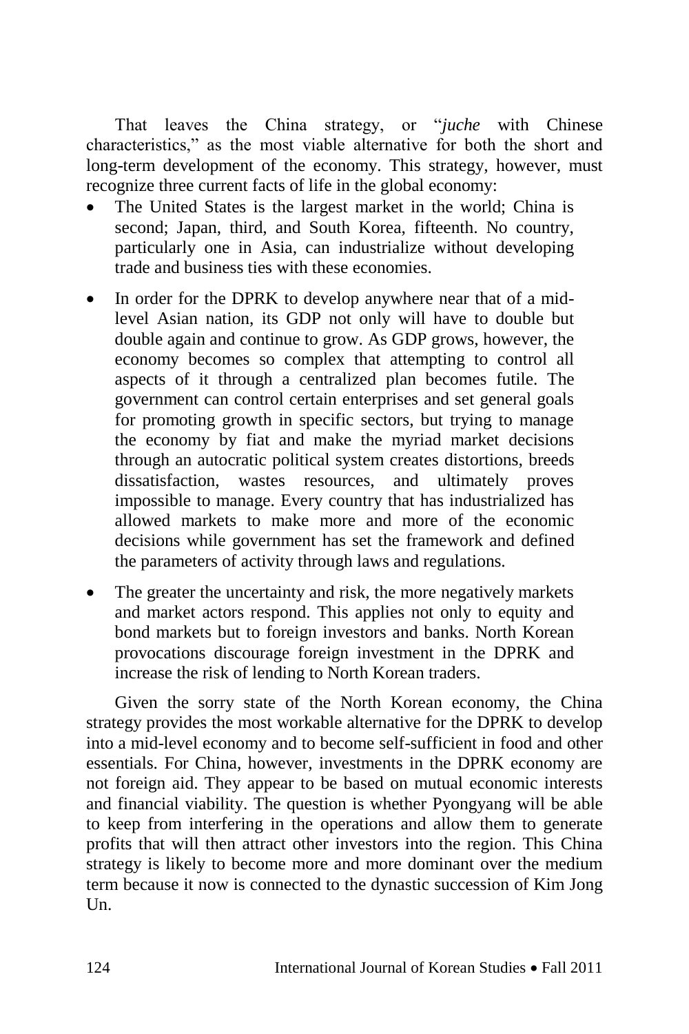That leaves the China strategy, or "*juche* with Chinese characteristics," as the most viable alternative for both the short and long-term development of the economy. This strategy, however, must recognize three current facts of life in the global economy:

- The United States is the largest market in the world; China is second; Japan, third, and South Korea, fifteenth. No country, particularly one in Asia, can industrialize without developing trade and business ties with these economies.
- In order for the DPRK to develop anywhere near that of a mid-level Asian nation, its GDP not only will have to double but double again and continue to grow. As GDP grows, however, the economy becomes so complex that attempting to control all aspects of it through a centralized plan becomes futile. The government can control certain enterprises and set general goals for promoting growth in specific sectors, but trying to manage the economy by fiat and make the myriad market decisions through an autocratic political system creates distortions, breeds dissatisfaction, wastes resources, and ultimately proves impossible to manage. Every country that has industrialized has allowed markets to make more and more of the economic decisions while government has set the framework and defined the parameters of activity through laws and regulations.
- The greater the uncertainty and risk, the more negatively markets and market actors respond. This applies not only to equity and bond markets but to foreign investors and banks. North Korean provocations discourage foreign investment in the DPRK and increase the risk of lending to North Korean traders.

Given the sorry state of the North Korean economy, the China strategy provides the most workable alternative for the DPRK to develop into a mid-level economy and to become self-sufficient in food and other essentials. For China, however, investments in the DPRK economy are not foreign aid. They appear to be based on mutual economic interests and financial viability. The question is whether Pyongyang will be able to keep from interfering in the operations and allow them to generate profits that will then attract other investors into the region. This China strategy is likely to become more and more dominant over the medium term because it now is connected to the dynastic succession of Kim Jong Un.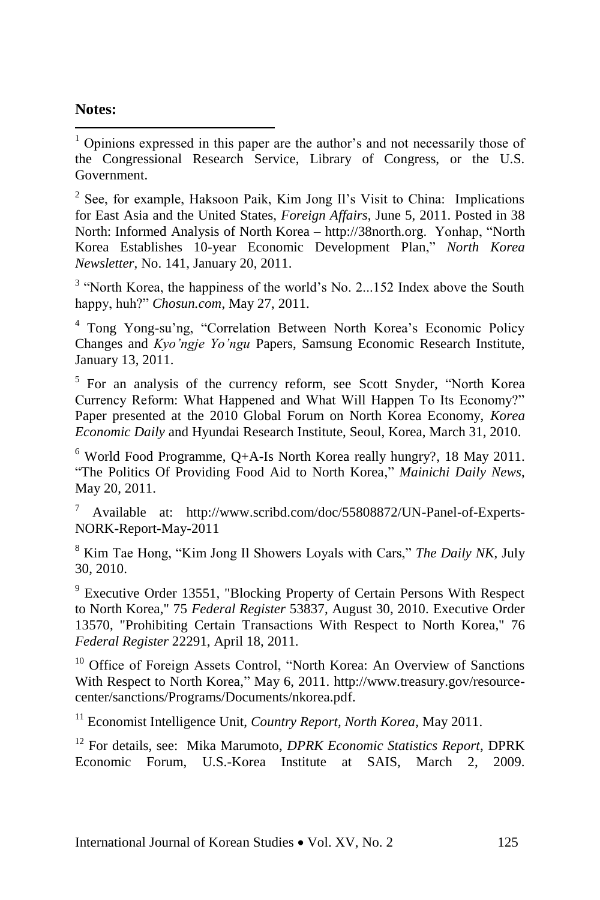**Notes:**

[1] Opinions expressed in this paper are the author's and not necessarily those of the Congressional Research Service, Library of Congress, or the U.S. Government.

[2] See, for example, Haksoon Paik, Kim Jong Il's Visit to China: Implications for East Asia and the United States, *Foreign Affairs*, June 5, 2011. Posted in 38 North: Informed Analysis of North Korea – http://38north.org. Yonhap, "North Korea Establishes 10-year Economic Development Plan," *North Korea Newsletter*, No. 141, January 20, 2011.

[3] "North Korea, the happiness of the world's No. 2...152 Index above the South happy, huh?" *Chosun.com*, May 27, 2011.

[4] Tong Yong-su'ng, "Correlation Between North Korea's Economic Policy Changes and *Kyo'ngje Yo'ngu* Papers, Samsung Economic Research Institute, January 13, 2011.

[5] For an analysis of the currency reform, see Scott Snyder, "North Korea Currency Reform: What Happened and What Will Happen To Its Economy?" Paper presented at the 2010 Global Forum on North Korea Economy, *Korea Economic Daily* and Hyundai Research Institute, Seoul, Korea, March 31, 2010.

[6] World Food Programme, Q+A-Is North Korea really hungry?, 18 May 2011. "The Politics Of Providing Food Aid to North Korea," *Mainichi Daily News*, May 20, 2011.

[7] Available at: http://www.scribd.com/doc/55808872/UN-Panel-of-Experts-NORK-Report-May-2011

[8] Kim Tae Hong, "Kim Jong Il Showers Loyals with Cars," *The Daily NK*, July 30, 2010.

[9] Executive Order 13551, "Blocking Property of Certain Persons With Respect to North Korea," 75 *Federal Register* 53837, August 30, 2010. Executive Order 13570, "Prohibiting Certain Transactions With Respect to North Korea," 76 *Federal Register* 22291, April 18, 2011.

[10] Office of Foreign Assets Control, "North Korea: An Overview of Sanctions With Respect to North Korea," May 6, 2011. http://www.treasury.gov/resource-center/sanctions/Programs/Documents/nkorea.pdf.

[11] Economist Intelligence Unit, *Country Report, North Korea*, May 2011.

[12] For details, see: Mika Marumoto, *DPRK Economic Statistics Report*, DPRK Economic Forum, U.S.-Korea Institute at SAIS, March 2, 2009.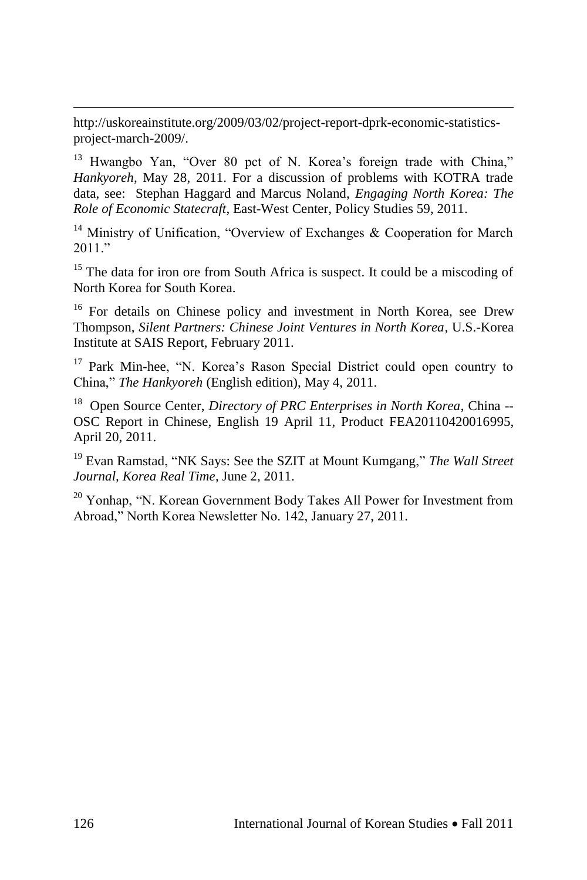http://uskoreainstitute.org/2009/03/02/project-report-dprk-economic-statistics-project-march-2009/.

[13] Hwangbo Yan, "Over 80 pct of N. Korea's foreign trade with China," *Hankyoreh*, May 28, 2011. For a discussion of problems with KOTRA trade data, see: Stephan Haggard and Marcus Noland, *Engaging North Korea: The Role of Economic Statecraft*, East-West Center, Policy Studies 59, 2011.

[14] Ministry of Unification, "Overview of Exchanges & Cooperation for March 2011."

[15] The data for iron ore from South Africa is suspect. It could be a miscoding of North Korea for South Korea.

[16] For details on Chinese policy and investment in North Korea, see Drew Thompson, *Silent Partners: Chinese Joint Ventures in North Korea*, U.S.-Korea Institute at SAIS Report, February 2011.

[17] Park Min-hee, "N. Korea's Rason Special District could open country to China," *The Hankyoreh* (English edition), May 4, 2011.

[18] Open Source Center, *Directory of PRC Enterprises in North Korea*, China -- OSC Report in Chinese, English 19 April 11, Product FEA20110420016995, April 20, 2011.

[19] Evan Ramstad, "NK Says: See the SZIT at Mount Kumgang," *The Wall Street Journal, Korea Real Time*, June 2, 2011.

[20] Yonhap, "N. Korean Government Body Takes All Power for Investment from Abroad," North Korea Newsletter No. 142, January 27, 2011.